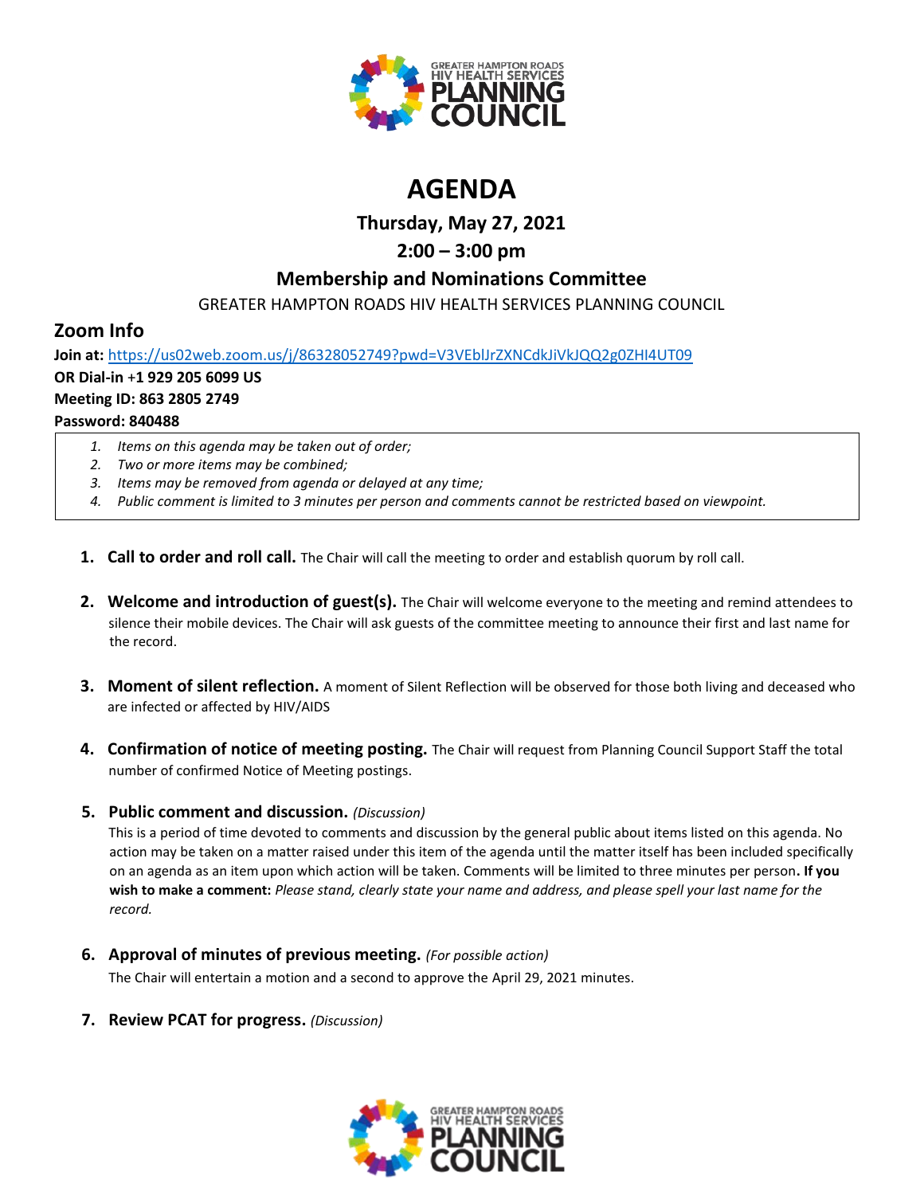# AGENDA

**Thursday, May 27, 2021**

**2:00 – 3:00 pm**

**Membership and Nominations Committee**

GREATER HAMPTON ROADS HIV HEALTH SERVICES PLANNING COUNCIL

## Zoom Info

**Join at:** https://us02web.zoom.us/j/86328052749?pwd=V3VEblJrZXNCdkJiVkJQQ2g0ZHI4UT09
**OR Dial-in +1 929 205 6099 US**
**Meeting ID: 863 2805 2749**
**Password: 840488**

1. *Items on this agenda may be taken out of order;*
2. *Two or more items may be combined;*
3. *Items may be removed from agenda or delayed at any time;*
4. *Public comment is limited to 3 minutes per person and comments cannot be restricted based on viewpoint.*

1. **Call to order and roll call.** The Chair will call the meeting to order and establish quorum by roll call.

2. **Welcome and introduction of guest(s).** The Chair will welcome everyone to the meeting and remind attendees to silence their mobile devices. The Chair will ask guests of the committee meeting to announce their first and last name for the record.

3. **Moment of silent reflection.** A moment of Silent Reflection will be observed for those both living and deceased who are infected or affected by HIV/AIDS

4. **Confirmation of notice of meeting posting.** The Chair will request from Planning Council Support Staff the total number of confirmed Notice of Meeting postings.

5. **Public comment and discussion.** *(Discussion)*
   This is a period of time devoted to comments and discussion by the general public about items listed on this agenda. No action may be taken on a matter raised under this item of the agenda until the matter itself has been included specifically on an agenda as an item upon which action will be taken. Comments will be limited to three minutes per person**. If you wish to make a comment:** *Please stand, clearly state your name and address, and please spell your last name for the record.*

6. **Approval of minutes of previous meeting.** *(For possible action)*
   The Chair will entertain a motion and a second to approve the April 29, 2021 minutes.

7. **Review PCAT for progress.** *(Discussion)*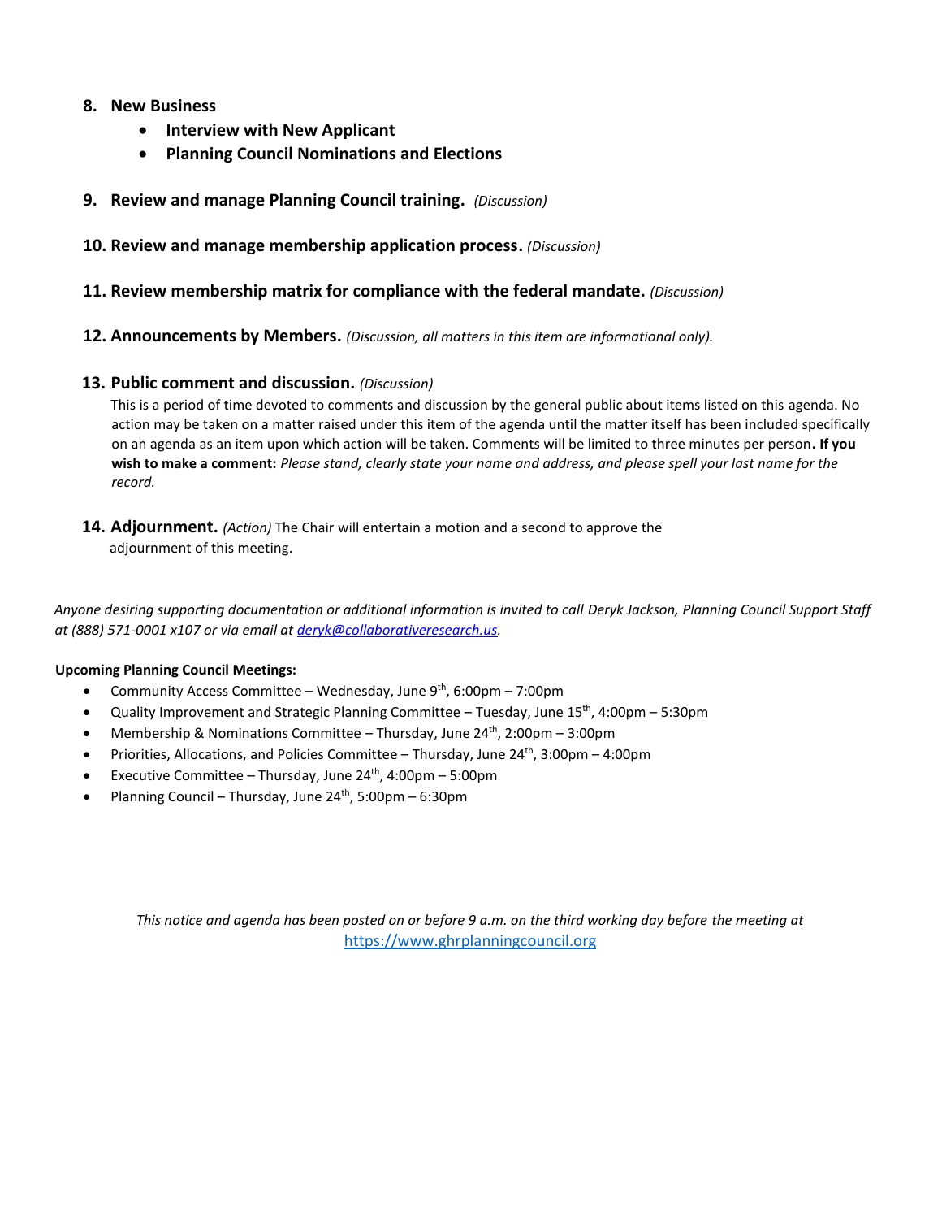8. **New Business**
    - **Interview with New Applicant**
    - **Planning Council Nominations and Elections**

9. **Review and manage Planning Council training.** *(Discussion)*

10. **Review and manage membership application process.** *(Discussion)*

11. **Review membership matrix for compliance with the federal mandate.** *(Discussion)*

12. **Announcements by Members.** *(Discussion, all matters in this item are informational only).*

13. **Public comment and discussion.** *(Discussion)*
    This is a period of time devoted to comments and discussion by the general public about items listed on this agenda. No action may be taken on a matter raised under this item of the agenda until the matter itself has been included specifically on an agenda as an item upon which action will be taken. Comments will be limited to three minutes per person**. If you wish to make a comment:** *Please stand, clearly state your name and address, and please spell your last name for the record.*

14. **Adjournment.** *(Action)* The Chair will entertain a motion and a second to approve the adjournment of this meeting.

*Anyone desiring supporting documentation or additional information is invited to call Deryk Jackson, Planning Council Support Staff at (888) 571-0001 x107 or via email at [deryk@collaborativeresearch.us](mailto:deryk@collaborativeresearch.us).*

**Upcoming Planning Council Meetings:**

- Community Access Committee – Wednesday, June 9th, 6:00pm – 7:00pm
- Quality Improvement and Strategic Planning Committee – Tuesday, June 15th, 4:00pm – 5:30pm
- Membership & Nominations Committee – Thursday, June 24th, 2:00pm – 3:00pm
- Priorities, Allocations, and Policies Committee – Thursday, June 24th, 3:00pm – 4:00pm
- Executive Committee – Thursday, June 24th, 4:00pm – 5:00pm
- Planning Council – Thursday, June 24th, 5:00pm – 6:30pm

*This notice and agenda has been posted on or before 9 a.m. on the third working day before the meeting at* [https://www.ghrplanningcouncil.org](https://www.ghrplanningcouncil.org)